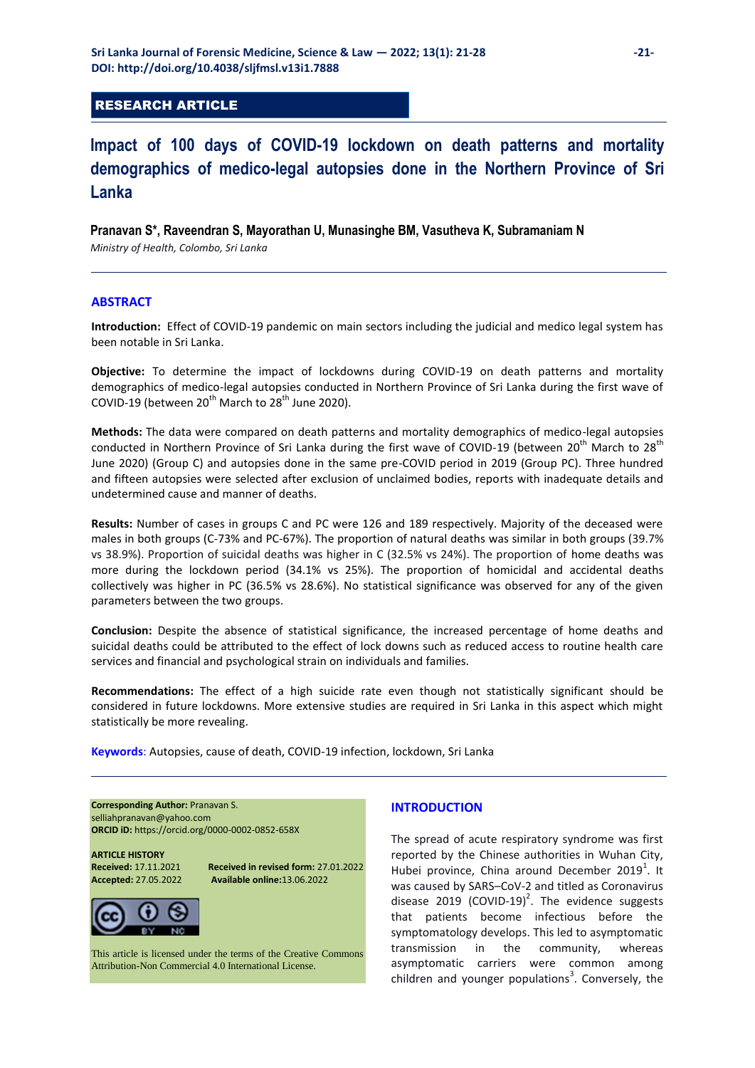RESEARCH ARTICLE

# Impact of 100 days of COVID-19 lockdown on death patterns and mortality demographics of medico-legal autopsies done in the Northern Province of Sri Lanka

**Pranavan S\*, Raveendran S, Mayorathan U, Munasinghe BM, Vasutheva K, Subramaniam N**

*Ministry of Health, Colombo, Sri Lanka*

## ABSTRACT

**Introduction:** Effect of COVID-19 pandemic on main sectors including the judicial and medico legal system has been notable in Sri Lanka.

**Objective:** To determine the impact of lockdowns during COVID-19 on death patterns and mortality demographics of medico-legal autopsies conducted in Northern Province of Sri Lanka during the first wave of COVID-19 (between 20th March to 28th June 2020).

**Methods:** The data were compared on death patterns and mortality demographics of medico-legal autopsies conducted in Northern Province of Sri Lanka during the first wave of COVID-19 (between 20th March to 28th June 2020) (Group C) and autopsies done in the same pre-COVID period in 2019 (Group PC). Three hundred and fifteen autopsies were selected after exclusion of unclaimed bodies, reports with inadequate details and undetermined cause and manner of deaths.

**Results:** Number of cases in groups C and PC were 126 and 189 respectively. Majority of the deceased were males in both groups (C-73% and PC-67%). The proportion of natural deaths was similar in both groups (39.7% vs 38.9%). Proportion of suicidal deaths was higher in C (32.5% vs 24%). The proportion of home deaths was more during the lockdown period (34.1% vs 25%). The proportion of homicidal and accidental deaths collectively was higher in PC (36.5% vs 28.6%). No statistical significance was observed for any of the given parameters between the two groups.

**Conclusion:** Despite the absence of statistical significance, the increased percentage of home deaths and suicidal deaths could be attributed to the effect of lock downs such as reduced access to routine health care services and financial and psychological strain on individuals and families.

**Recommendations:** The effect of a high suicide rate even though not statistically significant should be considered in future lockdowns. More extensive studies are required in Sri Lanka in this aspect which might statistically be more revealing.

**Keywords**: Autopsies, cause of death, COVID-19 infection, lockdown, Sri Lanka

**Corresponding Author:** Pranavan S.
selliahpranavan@yahoo.com
**ORCID iD:** https://orcid.org/0000-0002-0852-658X

**ARTICLE HISTORY**
**Received:** 17.11.2021 **Received in revised form:** 27.01.2022
**Accepted:** 27.05.2022 **Available online:** 13.06.2022

This article is licensed under the terms of the Creative Commons Attribution-Non Commercial 4.0 International License.

## INTRODUCTION

The spread of acute respiratory syndrome was first reported by the Chinese authorities in Wuhan City, Hubei province, China around December 2019[1]. It was caused by SARS–CoV-2 and titled as Coronavirus disease 2019 (COVID-19)[2]. The evidence suggests that patients become infectious before the symptomatology develops. This led to asymptomatic transmission in the community, whereas asymptomatic carriers were common among children and younger populations[3]. Conversely, the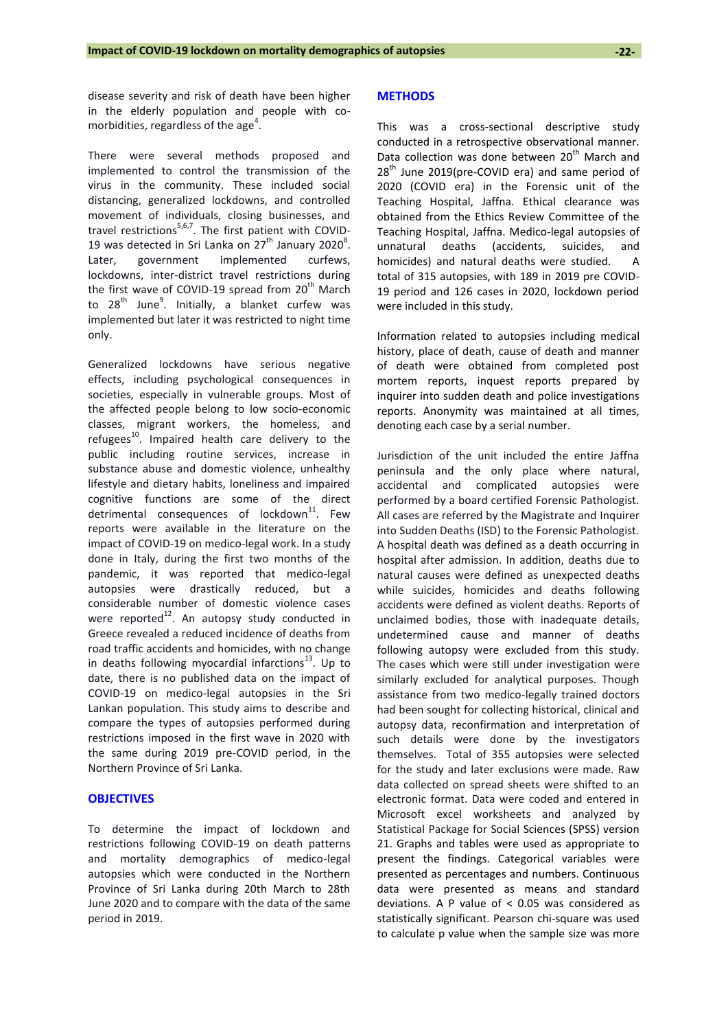disease severity and risk of death have been higher in the elderly population and people with co-morbidities, regardless of the age[4].

There were several methods proposed and implemented to control the transmission of the virus in the community. These included social distancing, generalized lockdowns, and controlled movement of individuals, closing businesses, and travel restrictions[5,6,7]. The first patient with COVID-19 was detected in Sri Lanka on 27th January 2020[8]. Later, government implemented curfews, lockdowns, inter-district travel restrictions during the first wave of COVID-19 spread from 20th March to 28th June[9]. Initially, a blanket curfew was implemented but later it was restricted to night time only.

Generalized lockdowns have serious negative effects, including psychological consequences in societies, especially in vulnerable groups. Most of the affected people belong to low socio-economic classes, migrant workers, the homeless, and refugees[10]. Impaired health care delivery to the public including routine services, increase in substance abuse and domestic violence, unhealthy lifestyle and dietary habits, loneliness and impaired cognitive functions are some of the direct detrimental consequences of lockdown[11]. Few reports were available in the literature on the impact of COVID-19 on medico-legal work. In a study done in Italy, during the first two months of the pandemic, it was reported that medico-legal autopsies were drastically reduced, but a considerable number of domestic violence cases were reported[12]. An autopsy study conducted in Greece revealed a reduced incidence of deaths from road traffic accidents and homicides, with no change in deaths following myocardial infarctions[13]. Up to date, there is no published data on the impact of COVID-19 on medico-legal autopsies in the Sri Lankan population. This study aims to describe and compare the types of autopsies performed during restrictions imposed in the first wave in 2020 with the same during 2019 pre-COVID period, in the Northern Province of Sri Lanka.

## OBJECTIVES

To determine the impact of lockdown and restrictions following COVID-19 on death patterns and mortality demographics of medico-legal autopsies which were conducted in the Northern Province of Sri Lanka during 20th March to 28th June 2020 and to compare with the data of the same period in 2019.

## METHODS

This was a cross-sectional descriptive study conducted in a retrospective observational manner. Data collection was done between 20th March and 28th June 2019(pre-COVID era) and same period of 2020 (COVID era) in the Forensic unit of the Teaching Hospital, Jaffna. Ethical clearance was obtained from the Ethics Review Committee of the Teaching Hospital, Jaffna. Medico-legal autopsies of unnatural deaths (accidents, suicides, and homicides) and natural deaths were studied. A total of 315 autopsies, with 189 in 2019 pre COVID-19 period and 126 cases in 2020, lockdown period were included in this study.

Information related to autopsies including medical history, place of death, cause of death and manner of death were obtained from completed post mortem reports, inquest reports prepared by inquirer into sudden death and police investigations reports. Anonymity was maintained at all times, denoting each case by a serial number.

Jurisdiction of the unit included the entire Jaffna peninsula and the only place where natural, accidental and complicated autopsies were performed by a board certified Forensic Pathologist. All cases are referred by the Magistrate and Inquirer into Sudden Deaths (ISD) to the Forensic Pathologist. A hospital death was defined as a death occurring in hospital after admission. In addition, deaths due to natural causes were defined as unexpected deaths while suicides, homicides and deaths following accidents were defined as violent deaths. Reports of unclaimed bodies, those with inadequate details, undetermined cause and manner of deaths following autopsy were excluded from this study. The cases which were still under investigation were similarly excluded for analytical purposes. Though assistance from two medico-legally trained doctors had been sought for collecting historical, clinical and autopsy data, reconfirmation and interpretation of such details were done by the investigators themselves. Total of 355 autopsies were selected for the study and later exclusions were made. Raw data collected on spread sheets were shifted to an electronic format. Data were coded and entered in Microsoft excel worksheets and analyzed by Statistical Package for Social Sciences (SPSS) version 21. Graphs and tables were used as appropriate to present the findings. Categorical variables were presented as percentages and numbers. Continuous data were presented as means and standard deviations. A P value of $< 0.05$ was considered as statistically significant. Pearson chi-square was used to calculate p value when the sample size was more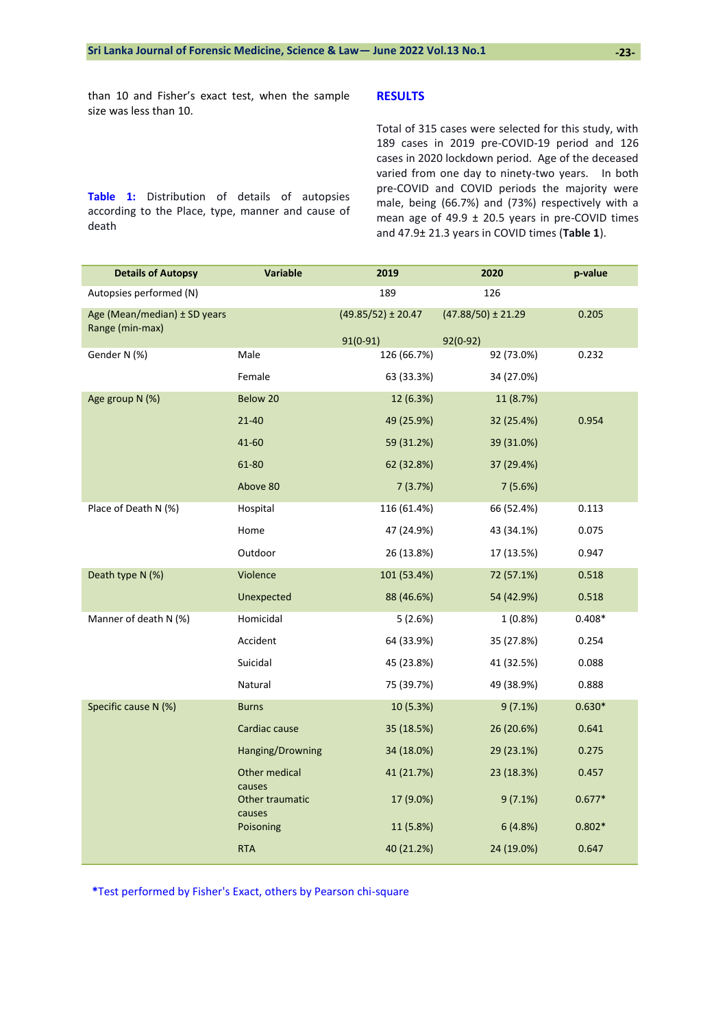than 10 and Fisher's exact test, when the sample size was less than 10.

**Table 1:** Distribution of details of autopsies according to the Place, type, manner and cause of death

## RESULTS

Total of 315 cases were selected for this study, with 189 cases in 2019 pre-COVID-19 period and 126 cases in 2020 lockdown period. Age of the deceased varied from one day to ninety-two years. In both pre-COVID and COVID periods the majority were male, being (66.7%) and (73%) respectively with a mean age of 49.9 ± 20.5 years in pre-COVID times and 47.9± 21.3 years in COVID times (**Table 1**).

| Details of Autopsy | Variable | 2019 | 2020 | p-value |
|---|---|---|---|---|
| Autopsies performed (N) | | 189 | 126 | |
| Age (Mean/median) ± SD years Range (min-max) | | (49.85/52) ± 20.47 91(0-91) | (47.88/50) ± 21.29 92(0-92) | 0.205 |
| Gender N (%) | Male | 126 (66.7%) | 92 (73.0%) | 0.232 |
| | Female | 63 (33.3%) | 34 (27.0%) | |
| Age group N (%) | Below 20 | 12 (6.3%) | 11 (8.7%) | |
| | 21-40 | 49 (25.9%) | 32 (25.4%) | 0.954 |
| | 41-60 | 59 (31.2%) | 39 (31.0%) | |
| | 61-80 | 62 (32.8%) | 37 (29.4%) | |
| | Above 80 | 7 (3.7%) | 7 (5.6%) | |
| Place of Death N (%) | Hospital | 116 (61.4%) | 66 (52.4%) | 0.113 |
| | Home | 47 (24.9%) | 43 (34.1%) | 0.075 |
| | Outdoor | 26 (13.8%) | 17 (13.5%) | 0.947 |
| Death type N (%) | Violence | 101 (53.4%) | 72 (57.1%) | 0.518 |
| | Unexpected | 88 (46.6%) | 54 (42.9%) | 0.518 |
| Manner of death N (%) | Homicidal | 5 (2.6%) | 1 (0.8%) | 0.408* |
| | Accident | 64 (33.9%) | 35 (27.8%) | 0.254 |
| | Suicidal | 45 (23.8%) | 41 (32.5%) | 0.088 |
| | Natural | 75 (39.7%) | 49 (38.9%) | 0.888 |
| Specific cause N (%) | Burns | 10 (5.3%) | 9 (7.1%) | 0.630* |
| | Cardiac cause | 35 (18.5%) | 26 (20.6%) | 0.641 |
| | Hanging/Drowning | 34 (18.0%) | 29 (23.1%) | 0.275 |
| | Other medical causes | 41 (21.7%) | 23 (18.3%) | 0.457 |
| | Other traumatic causes | 17 (9.0%) | 9 (7.1%) | 0.677* |
| | Poisoning | 11 (5.8%) | 6 (4.8%) | 0.802* |
| | RTA | 40 (21.2%) | 24 (19.0%) | 0.647 |

*Test performed by Fisher's Exact, others by Pearson chi-square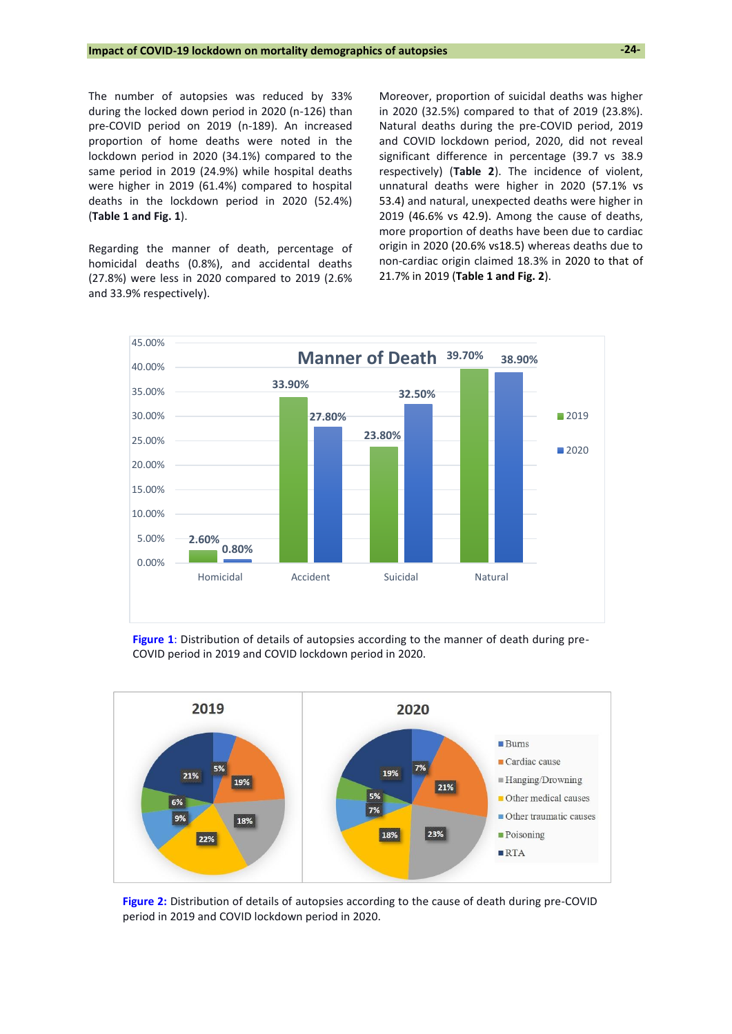The number of autopsies was reduced by 33% during the locked down period in 2020 (n-126) than pre-COVID period on 2019 (n-189). An increased proportion of home deaths were noted in the lockdown period in 2020 (34.1%) compared to the same period in 2019 (24.9%) while hospital deaths were higher in 2019 (61.4%) compared to hospital deaths in the lockdown period in 2020 (52.4%) (**Table 1 and Fig. 1**).

Regarding the manner of death, percentage of homicidal deaths (0.8%), and accidental deaths (27.8%) were less in 2020 compared to 2019 (2.6% and 33.9% respectively).

Moreover, proportion of suicidal deaths was higher in 2020 (32.5%) compared to that of 2019 (23.8%). Natural deaths during the pre-COVID period, 2019 and COVID lockdown period, 2020, did not reveal significant difference in percentage (39.7 vs 38.9 respectively) (**Table 2**). The incidence of violent, unnatural deaths were higher in 2020 (57.1% vs 53.4) and natural, unexpected deaths were higher in 2019 (46.6% vs 42.9). Among the cause of deaths, more proportion of deaths have been due to cardiac origin in 2020 (20.6% vs18.5) whereas deaths due to non-cardiac origin claimed 18.3% in 2020 to that of 21.7% in 2019 (**Table 1 and Fig. 2**).

**Figure 1**: Distribution of details of autopsies according to the manner of death during pre-COVID period in 2019 and COVID lockdown period in 2020.

**Figure 2:** Distribution of details of autopsies according to the cause of death during pre-COVID period in 2019 and COVID lockdown period in 2020.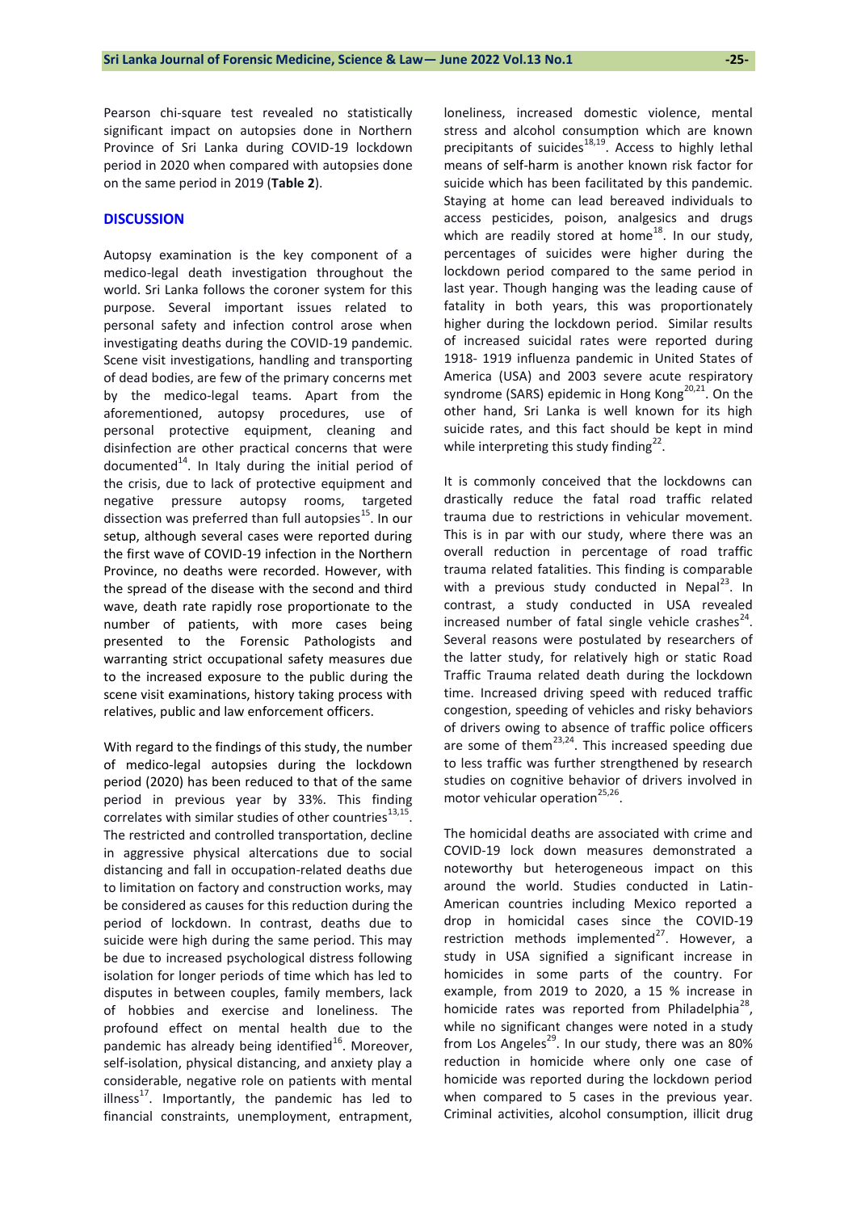Pearson chi-square test revealed no statistically significant impact on autopsies done in Northern Province of Sri Lanka during COVID-19 lockdown period in 2020 when compared with autopsies done on the same period in 2019 (**Table 2**).

## DISCUSSION

Autopsy examination is the key component of a medico-legal death investigation throughout the world. Sri Lanka follows the coroner system for this purpose. Several important issues related to personal safety and infection control arose when investigating deaths during the COVID-19 pandemic. Scene visit investigations, handling and transporting of dead bodies, are few of the primary concerns met by the medico-legal teams. Apart from the aforementioned, autopsy procedures, use of personal protective equipment, cleaning and disinfection are other practical concerns that were documented[14]. In Italy during the initial period of the crisis, due to lack of protective equipment and negative pressure autopsy rooms, targeted dissection was preferred than full autopsies[15]. In our setup, although several cases were reported during the first wave of COVID-19 infection in the Northern Province, no deaths were recorded. However, with the spread of the disease with the second and third wave, death rate rapidly rose proportionate to the number of patients, with more cases being presented to the Forensic Pathologists and warranting strict occupational safety measures due to the increased exposure to the public during the scene visit examinations, history taking process with relatives, public and law enforcement officers.

With regard to the findings of this study, the number of medico-legal autopsies during the lockdown period (2020) has been reduced to that of the same period in previous year by 33%. This finding correlates with similar studies of other countries[13,15]. The restricted and controlled transportation, decline in aggressive physical altercations due to social distancing and fall in occupation-related deaths due to limitation on factory and construction works, may be considered as causes for this reduction during the period of lockdown. In contrast, deaths due to suicide were high during the same period. This may be due to increased psychological distress following isolation for longer periods of time which has led to disputes in between couples, family members, lack of hobbies and exercise and loneliness. The profound effect on mental health due to the pandemic has already being identified[16]. Moreover, self-isolation, physical distancing, and anxiety play a considerable, negative role on patients with mental illness[17]. Importantly, the pandemic has led to financial constraints, unemployment, entrapment, loneliness, increased domestic violence, mental stress and alcohol consumption which are known precipitants of suicides[18,19]. Access to highly lethal means of self-harm is another known risk factor for suicide which has been facilitated by this pandemic. Staying at home can lead bereaved individuals to access pesticides, poison, analgesics and drugs which are readily stored at home[18]. In our study, percentages of suicides were higher during the lockdown period compared to the same period in last year. Though hanging was the leading cause of fatality in both years, this was proportionately higher during the lockdown period. Similar results of increased suicidal rates were reported during 1918- 1919 influenza pandemic in United States of America (USA) and 2003 severe acute respiratory syndrome (SARS) epidemic in Hong Kong[20,21]. On the other hand, Sri Lanka is well known for its high suicide rates, and this fact should be kept in mind while interpreting this study finding[22].

It is commonly conceived that the lockdowns can drastically reduce the fatal road traffic related trauma due to restrictions in vehicular movement. This is in par with our study, where there was an overall reduction in percentage of road traffic trauma related fatalities. This finding is comparable with a previous study conducted in Nepal[23]. In contrast, a study conducted in USA revealed increased number of fatal single vehicle crashes[24]. Several reasons were postulated by researchers of the latter study, for relatively high or static Road Traffic Trauma related death during the lockdown time. Increased driving speed with reduced traffic congestion, speeding of vehicles and risky behaviors of drivers owing to absence of traffic police officers are some of them[23,24]. This increased speeding due to less traffic was further strengthened by research studies on cognitive behavior of drivers involved in motor vehicular operation[25,26].

The homicidal deaths are associated with crime and COVID-19 lock down measures demonstrated a noteworthy but heterogeneous impact on this around the world. Studies conducted in Latin-American countries including Mexico reported a drop in homicidal cases since the COVID-19 restriction methods implemented[27]. However, a study in USA signified a significant increase in homicides in some parts of the country. For example, from 2019 to 2020, a 15 % increase in homicide rates was reported from Philadelphia[28], while no significant changes were noted in a study from Los Angeles[29]. In our study, there was an 80% reduction in homicide where only one case of homicide was reported during the lockdown period when compared to 5 cases in the previous year. Criminal activities, alcohol consumption, illicit drug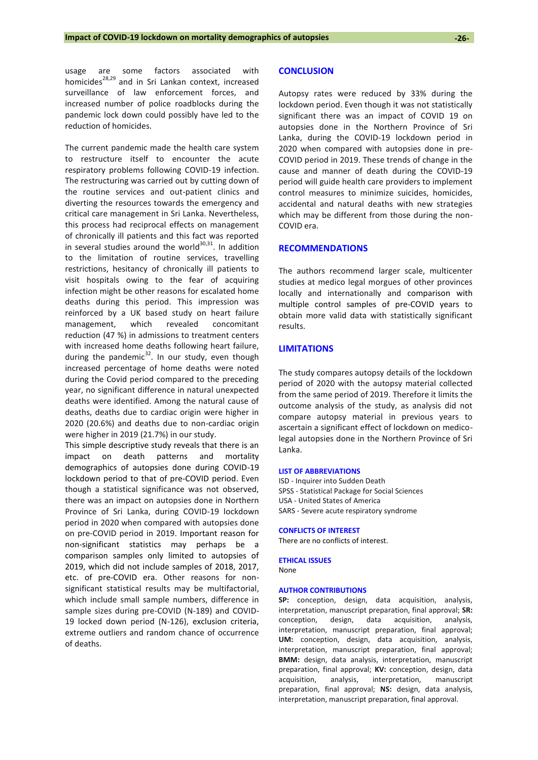usage are some factors associated with homicides[28,29] and in Sri Lankan context, increased surveillance of law enforcement forces, and increased number of police roadblocks during the pandemic lock down could possibly have led to the reduction of homicides.

The current pandemic made the health care system to restructure itself to encounter the acute respiratory problems following COVID-19 infection. The restructuring was carried out by cutting down of the routine services and out-patient clinics and diverting the resources towards the emergency and critical care management in Sri Lanka. Nevertheless, this process had reciprocal effects on management of chronically ill patients and this fact was reported in several studies around the world[30,31]. In addition to the limitation of routine services, travelling restrictions, hesitancy of chronically ill patients to visit hospitals owing to the fear of acquiring infection might be other reasons for escalated home deaths during this period. This impression was reinforced by a UK based study on heart failure management, which revealed concomitant reduction (47 %) in admissions to treatment centers with increased home deaths following heart failure, during the pandemic[32]. In our study, even though increased percentage of home deaths were noted during the Covid period compared to the preceding year, no significant difference in natural unexpected deaths were identified. Among the natural cause of deaths, deaths due to cardiac origin were higher in 2020 (20.6%) and deaths due to non-cardiac origin were higher in 2019 (21.7%) in our study.

This simple descriptive study reveals that there is an impact on death patterns and mortality demographics of autopsies done during COVID-19 lockdown period to that of pre-COVID period. Even though a statistical significance was not observed, there was an impact on autopsies done in Northern Province of Sri Lanka, during COVID-19 lockdown period in 2020 when compared with autopsies done on pre-COVID period in 2019. Important reason for non-significant statistics may perhaps be a comparison samples only limited to autopsies of 2019, which did not include samples of 2018, 2017, etc. of pre-COVID era. Other reasons for non-significant statistical results may be multifactorial, which include small sample numbers, difference in sample sizes during pre-COVID (N-189) and COVID-19 locked down period (N-126), exclusion criteria, extreme outliers and random chance of occurrence of deaths.

## CONCLUSION

Autopsy rates were reduced by 33% during the lockdown period. Even though it was not statistically significant there was an impact of COVID 19 on autopsies done in the Northern Province of Sri Lanka, during the COVID-19 lockdown period in 2020 when compared with autopsies done in pre-COVID period in 2019. These trends of change in the cause and manner of death during the COVID-19 period will guide health care providers to implement control measures to minimize suicides, homicides, accidental and natural deaths with new strategies which may be different from those during the non-COVID era.

## RECOMMENDATIONS

The authors recommend larger scale, multicenter studies at medico legal morgues of other provinces locally and internationally and comparison with multiple control samples of pre-COVID years to obtain more valid data with statistically significant results.

## LIMITATIONS

The study compares autopsy details of the lockdown period of 2020 with the autopsy material collected from the same period of 2019. Therefore it limits the outcome analysis of the study, as analysis did not compare autopsy material in previous years to ascertain a significant effect of lockdown on medico-legal autopsies done in the Northern Province of Sri Lanka.

### LIST OF ABBREVIATIONS

ISD - Inquirer into Sudden Death
SPSS - Statistical Package for Social Sciences
USA - United States of America
SARS - Severe acute respiratory syndrome

### CONFLICTS OF INTEREST

There are no conflicts of interest.

### ETHICAL ISSUES

None

### AUTHOR CONTRIBUTIONS

**SP:** conception, design, data acquisition, analysis, interpretation, manuscript preparation, final approval; **SR:** conception, design, data acquisition, analysis, interpretation, manuscript preparation, final approval; **UM:** conception, design, data acquisition, analysis, interpretation, manuscript preparation, final approval; **BMM:** design, data analysis, interpretation, manuscript preparation, final approval; **KV:** conception, design, data acquisition, analysis, interpretation, manuscript preparation, final approval; **NS:** design, data analysis, interpretation, manuscript preparation, final approval.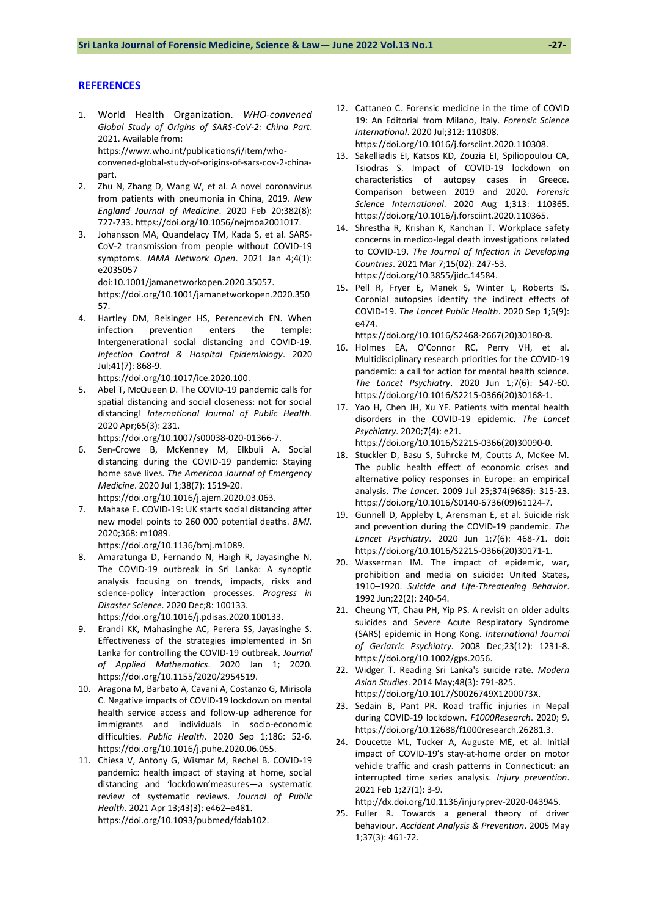## REFERENCES

1. World Health Organization. *WHO-convened Global Study of Origins of SARS-CoV-2: China Part*. 2021. Available from: https://www.who.int/publications/i/item/who-convened-global-study-of-origins-of-sars-cov-2-china-part.
2. Zhu N, Zhang D, Wang W, et al. A novel coronavirus from patients with pneumonia in China, 2019. *New England Journal of Medicine*. 2020 Feb 20;382(8): 727-733. https://doi.org/10.1056/nejmoa2001017.
3. Johansson MA, Quandelacy TM, Kada S, et al. SARS-CoV-2 transmission from people without COVID-19 symptoms. *JAMA Network Open*. 2021 Jan 4;4(1): e2035057 doi:10.1001/jamanetworkopen.2020.35057. https://doi.org/10.1001/jamanetworkopen.2020.35057.
4. Hartley DM, Reisinger HS, Perencevich EN. When infection prevention enters the temple: Intergenerational social distancing and COVID-19. *Infection Control & Hospital Epidemiology*. 2020 Jul;41(7): 868-9. https://doi.org/10.1017/ice.2020.100.
5. Abel T, McQueen D. The COVID-19 pandemic calls for spatial distancing and social closeness: not for social distancing! *International Journal of Public Health*. 2020 Apr;65(3): 231. https://doi.org/10.1007/s00038-020-01366-7.
6. Sen-Crowe B, McKenney M, Elkbuli A. Social distancing during the COVID-19 pandemic: Staying home save lives. *The American Journal of Emergency Medicine*. 2020 Jul 1;38(7): 1519-20. https://doi.org/10.1016/j.ajem.2020.03.063.
7. Mahase E. COVID-19: UK starts social distancing after new model points to 260 000 potential deaths. *BMJ*. 2020;368: m1089. https://doi.org/10.1136/bmj.m1089.
8. Amaratunga D, Fernando N, Haigh R, Jayasinghe N. The COVID-19 outbreak in Sri Lanka: A synoptic analysis focusing on trends, impacts, risks and science-policy interaction processes. *Progress in Disaster Science*. 2020 Dec;8: 100133. https://doi.org/10.1016/j.pdisas.2020.100133.
9. Erandi KK, Mahasinghe AC, Perera SS, Jayasinghe S. Effectiveness of the strategies implemented in Sri Lanka for controlling the COVID-19 outbreak. *Journal of Applied Mathematics*. 2020 Jan 1; 2020. https://doi.org/10.1155/2020/2954519.
10. Aragona M, Barbato A, Cavani A, Costanzo G, Mirisola C. Negative impacts of COVID-19 lockdown on mental health service access and follow-up adherence for immigrants and individuals in socio-economic difficulties. *Public Health*. 2020 Sep 1;186: 52-6. https://doi.org/10.1016/j.puhe.2020.06.055.
11. Chiesa V, Antony G, Wismar M, Rechel B. COVID-19 pandemic: health impact of staying at home, social distancing and 'lockdown'measures—a systematic review of systematic reviews. *Journal of Public Health*. 2021 Apr 13;43(3): e462–e481. https://doi.org/10.1093/pubmed/fdab102.
12. Cattaneo C. Forensic medicine in the time of COVID 19: An Editorial from Milano, Italy. *Forensic Science International*. 2020 Jul;312: 110308. https://doi.org/10.1016/j.forsciint.2020.110308.
13. Sakelliadis EI, Katsos KD, Zouzia EI, Spiliopoulou CA, Tsiodras S. Impact of COVID-19 lockdown on characteristics of autopsy cases in Greece. Comparison between 2019 and 2020. *Forensic Science International*. 2020 Aug 1;313: 110365. https://doi.org/10.1016/j.forsciint.2020.110365.
14. Shrestha R, Krishan K, Kanchan T. Workplace safety concerns in medico-legal death investigations related to COVID-19. *The Journal of Infection in Developing Countries*. 2021 Mar 7;15(02): 247-53. https://doi.org/10.3855/jidc.14584.
15. Pell R, Fryer E, Manek S, Winter L, Roberts IS. Coronial autopsies identify the indirect effects of COVID-19. *The Lancet Public Health*. 2020 Sep 1;5(9): e474. https://doi.org/10.1016/S2468-2667(20)30180-8.
16. Holmes EA, O'Connor RC, Perry VH, et al. Multidisciplinary research priorities for the COVID-19 pandemic: a call for action for mental health science. *The Lancet Psychiatry*. 2020 Jun 1;7(6): 547-60. https://doi.org/10.1016/S2215-0366(20)30168-1.
17. Yao H, Chen JH, Xu YF. Patients with mental health disorders in the COVID-19 epidemic. *The Lancet Psychiatry*. 2020;7(4): e21. https://doi.org/10.1016/S2215-0366(20)30090-0.
18. Stuckler D, Basu S, Suhrcke M, Coutts A, McKee M. The public health effect of economic crises and alternative policy responses in Europe: an empirical analysis. *The Lancet*. 2009 Jul 25;374(9686): 315-23. https://doi.org/10.1016/S0140-6736(09)61124-7.
19. Gunnell D, Appleby L, Arensman E, et al. Suicide risk and prevention during the COVID-19 pandemic. *The Lancet Psychiatry*. 2020 Jun 1;7(6): 468-71. doi: https://doi.org/10.1016/S2215-0366(20)30171-1.
20. Wasserman IM. The impact of epidemic, war, prohibition and media on suicide: United States, 1910–1920. *Suicide and Life-Threatening Behavior*. 1992 Jun;22(2): 240-54.
21. Cheung YT, Chau PH, Yip PS. A revisit on older adults suicides and Severe Acute Respiratory Syndrome (SARS) epidemic in Hong Kong. *International Journal of Geriatric Psychiatry.* 2008 Dec;23(12): 1231-8. https://doi.org/10.1002/gps.2056.
22. Widger T. Reading Sri Lanka's suicide rate. *Modern Asian Studies*. 2014 May;48(3): 791-825. https://doi.org/10.1017/S0026749X1200073X.
23. Sedain B, Pant PR. Road traffic injuries in Nepal during COVID-19 lockdown. *F1000Research*. 2020; 9. https://doi.org/10.12688/f1000research.26281.3.
24. Doucette ML, Tucker A, Auguste ME, et al. Initial impact of COVID-19's stay-at-home order on motor vehicle traffic and crash patterns in Connecticut: an interrupted time series analysis. *Injury prevention*. 2021 Feb 1;27(1): 3-9. http://dx.doi.org/10.1136/injuryprev-2020-043945.
25. Fuller R. Towards a general theory of driver behaviour. *Accident Analysis & Prevention*. 2005 May 1;37(3): 461-72.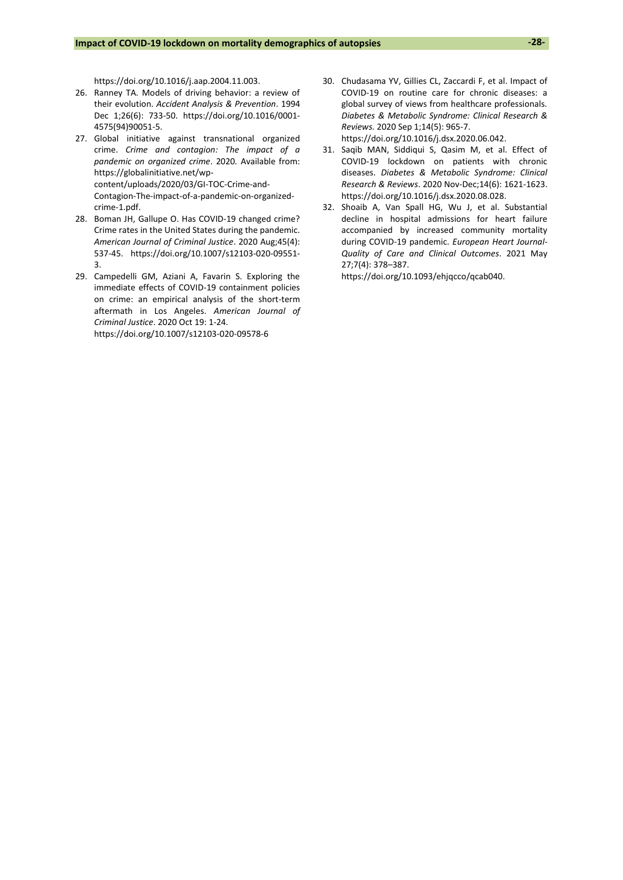https://doi.org/10.1016/j.aap.2004.11.003.

26. Ranney TA. Models of driving behavior: a review of their evolution. *Accident Analysis & Prevention*. 1994 Dec 1;26(6): 733-50. https://doi.org/10.1016/0001-4575(94)90051-5.
27. Global initiative against transnational organized crime. *Crime and contagion: The impact of a pandemic on organized crime*. 2020. Available from: https://globalinitiative.net/wp-content/uploads/2020/03/GI-TOC-Crime-and-Contagion-The-impact-of-a-pandemic-on-organized-crime-1.pdf.
28. Boman JH, Gallupe O. Has COVID-19 changed crime? Crime rates in the United States during the pandemic. *American Journal of Criminal Justice*. 2020 Aug;45(4): 537-45. https://doi.org/10.1007/s12103-020-09551-3.
29. Campedelli GM, Aziani A, Favarin S. Exploring the immediate effects of COVID-19 containment policies on crime: an empirical analysis of the short-term aftermath in Los Angeles. *American Journal of Criminal Justice*. 2020 Oct 19: 1-24. https://doi.org/10.1007/s12103-020-09578-6
30. Chudasama YV, Gillies CL, Zaccardi F, et al. Impact of COVID-19 on routine care for chronic diseases: a global survey of views from healthcare professionals. *Diabetes & Metabolic Syndrome: Clinical Research & Reviews.* 2020 Sep 1;14(5): 965-7. https://doi.org/10.1016/j.dsx.2020.06.042.
31. Saqib MAN, Siddiqui S, Qasim M, et al. Effect of COVID-19 lockdown on patients with chronic diseases. *Diabetes & Metabolic Syndrome: Clinical Research & Reviews*. 2020 Nov-Dec;14(6): 1621-1623. https://doi.org/10.1016/j.dsx.2020.08.028.
32. Shoaib A, Van Spall HG, Wu J, et al. Substantial decline in hospital admissions for heart failure accompanied by increased community mortality during COVID-19 pandemic. *European Heart Journal-Quality of Care and Clinical Outcomes*. 2021 May 27;7(4): 378–387. https://doi.org/10.1093/ehjqcco/qcab040.